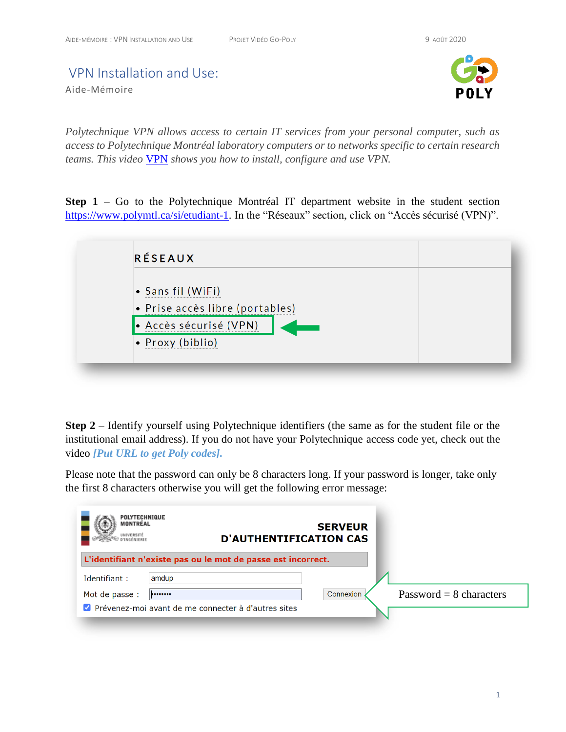# VPN Installation and Use:

Aide-Mémoire

*Polytechnique VPN allows access to certain IT services from your personal computer, such as access to Polytechnique Montréal laboratory computers or to networks specific to certain research teams. This video [VPN]() shows you how to install, configure and use VPN.*

**Step 1** – Go to the Polytechnique Montréal IT department website in the student section https://www.polymtl.ca/si/etudiant-1. In the “Réseaux” section, click on “Accès sécurisé (VPN)”.

RÉSEAUX

- Sans fil (WiFi)
- Prise accès libre (portables)
- Accès sécurisé (VPN)
- Proxy (biblio)

**Step 2** – Identify yourself using Polytechnique identifiers (the same as for the student file or the institutional email address). If you do not have your Polytechnique access code yet, check out the video ***[Put URL to get Poly codes].***

Please note that the password can only be 8 characters long. If your password is longer, take only the first 8 characters otherwise you will get the following error message:

POLYTECHNIQUE MONTRÉAL UNIVERSITÉ D'INGÉNIERIE

SERVEUR D'AUTHENTIFICATION CAS

L'identifiant n'existe pas ou le mot de passe est incorrect.

Identifiant : amdup

Mot de passe : ••••••••

Connexion

Prévenez-moi avant de me connecter à d'autres sites

Password = 8 characters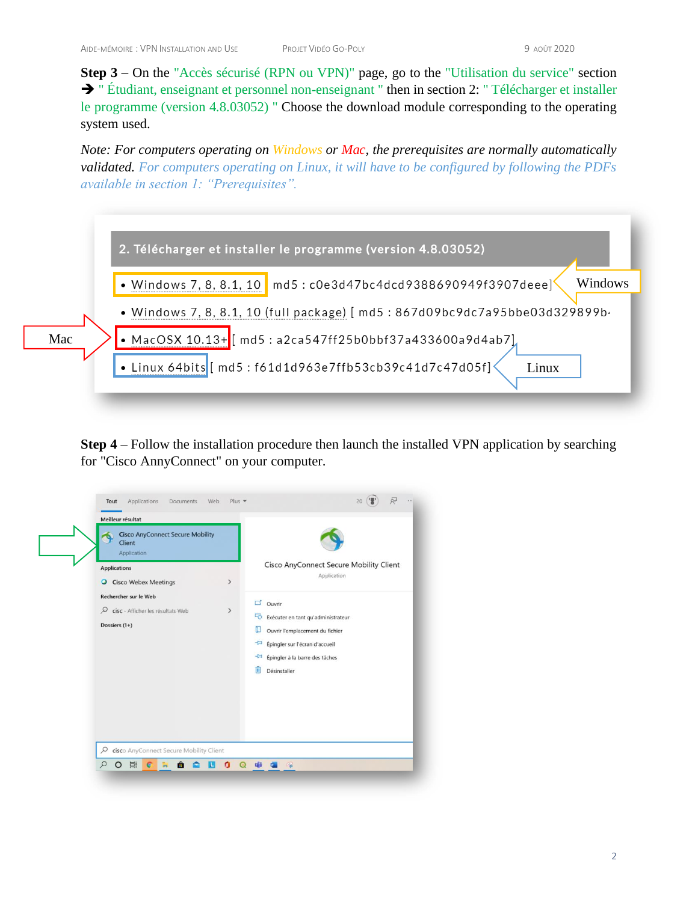**Step 3** – On the "Accès sécurisé (RPN ou VPN)" page, go to the "Utilisation du service" section ➔ " Étudiant, enseignant et personnel non-enseignant " then in section 2: " Télécharger et installer le programme (version 4.8.03052) " Choose the download module corresponding to the operating system used.

*Note: For computers operating on Windows or Mac, the prerequisites are normally automatically validated. For computers operating on Linux, it will have to be configured by following the PDFs available in section 1: "Prerequisites".*

**2. Télécharger et installer le programme (version 4.8.03052)**

- Windows 7, 8, 8.1, 10 md5 : c0e3d47bc4dcd9388690949f3907deee]
- Windows 7, 8, 8.1, 10 (full package) [ md5 : 867d09bc9dc7a95bbe03d329899b
- MacOSX 10.13+ [ md5 : a2ca547ff25b0bbf37a433600a9d4ab7]
- Linux 64bits [ md5 : f61d1d963e7ffb53cb39c41d7c47d05f]

Windows

Mac

Linux

**Step 4** – Follow the installation procedure then launch the installed VPN application by searching for "Cisco AnnyConnect" on your computer.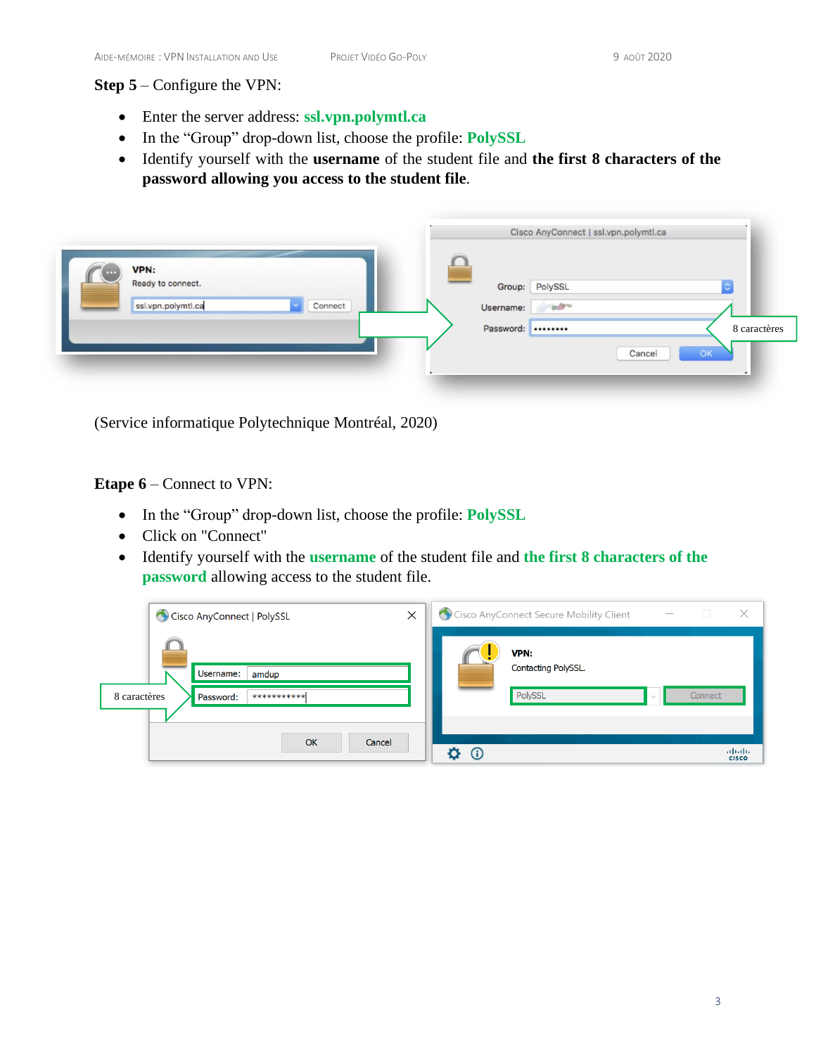**Step 5** – Configure the VPN:

- Enter the server address: **ssl.vpn.polymtl.ca**
- In the "Group" drop-down list, choose the profile: **PolySSL**
- Identify yourself with the **username** of the student file and **the first 8 characters of the password allowing you access to the student file**.

(Service informatique Polytechnique Montréal, 2020)

**Etape 6** – Connect to VPN:

- In the "Group" drop-down list, choose the profile: **PolySSL**
- Click on "Connect"
- Identify yourself with the **username** of the student file and **the first 8 characters of the password** allowing access to the student file.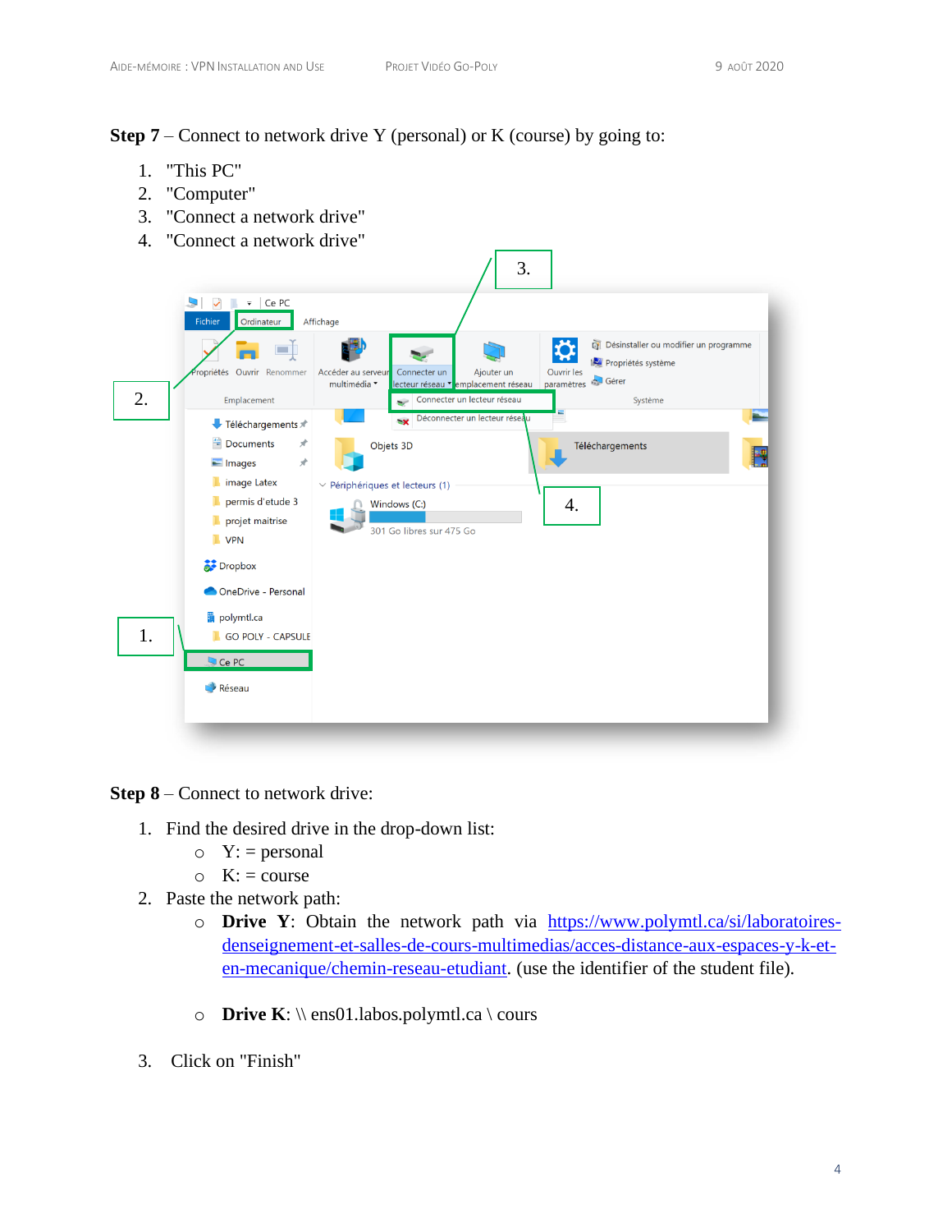**Step 7** – Connect to network drive Y (personal) or K (course) by going to:

1. "This PC"
2. "Computer"
3. "Connect a network drive"
4. "Connect a network drive"

**Step 8** – Connect to network drive:

1. Find the desired drive in the drop-down list:
   - Y: = personal
   - K: = course
2. Paste the network path:
   - **Drive Y**: Obtain the network path via [https://www.polymtl.ca/si/laboratoires-denseignement-et-salles-de-cours-multimedias/acces-distance-aux-espaces-y-k-et-en-mecanique/chemin-reseau-etudiant](https://www.polymtl.ca/si/laboratoires-denseignement-et-salles-de-cours-multimedias/acces-distance-aux-espaces-y-k-et-en-mecanique/chemin-reseau-etudiant). (use the identifier of the student file).
   - **Drive K**: \\ ens01.labos.polymtl.ca \ cours
3. Click on "Finish"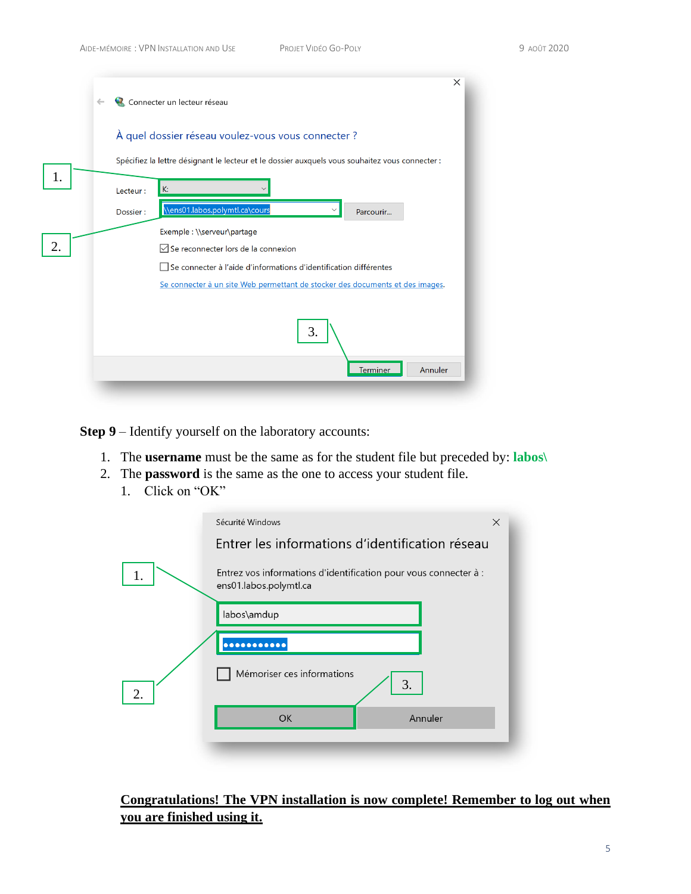**Step 9** – Identify yourself on the laboratory accounts:

1. The **username** must be the same as for the student file but preceded by: **labos\**
2. The **password** is the same as the one to access your student file.
   1. Click on "OK"

**Congratulations! The VPN installation is now complete! Remember to log out when you are finished using it.**